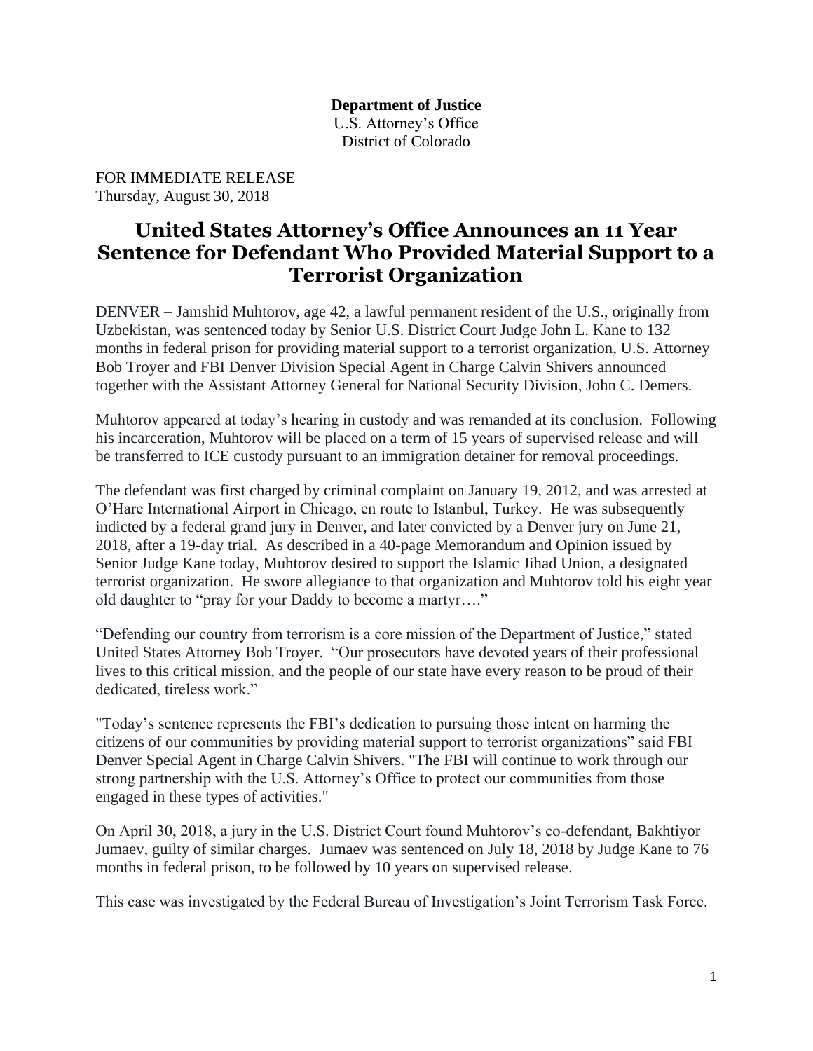**Department of Justice**
U.S. Attorney's Office
District of Colorado

FOR IMMEDIATE RELEASE
Thursday, August 30, 2018

# United States Attorney's Office Announces an 11 Year Sentence for Defendant Who Provided Material Support to a Terrorist Organization

DENVER – Jamshid Muhtorov, age 42, a lawful permanent resident of the U.S., originally from Uzbekistan, was sentenced today by Senior U.S. District Court Judge John L. Kane to 132 months in federal prison for providing material support to a terrorist organization, U.S. Attorney Bob Troyer and FBI Denver Division Special Agent in Charge Calvin Shivers announced together with the Assistant Attorney General for National Security Division, John C. Demers.

Muhtorov appeared at today's hearing in custody and was remanded at its conclusion. Following his incarceration, Muhtorov will be placed on a term of 15 years of supervised release and will be transferred to ICE custody pursuant to an immigration detainer for removal proceedings.

The defendant was first charged by criminal complaint on January 19, 2012, and was arrested at O'Hare International Airport in Chicago, en route to Istanbul, Turkey. He was subsequently indicted by a federal grand jury in Denver, and later convicted by a Denver jury on June 21, 2018, after a 19-day trial. As described in a 40-page Memorandum and Opinion issued by Senior Judge Kane today, Muhtorov desired to support the Islamic Jihad Union, a designated terrorist organization. He swore allegiance to that organization and Muhtorov told his eight year old daughter to "pray for your Daddy to become a martyr…."

"Defending our country from terrorism is a core mission of the Department of Justice," stated United States Attorney Bob Troyer. "Our prosecutors have devoted years of their professional lives to this critical mission, and the people of our state have every reason to be proud of their dedicated, tireless work."

"Today's sentence represents the FBI's dedication to pursuing those intent on harming the citizens of our communities by providing material support to terrorist organizations" said FBI Denver Special Agent in Charge Calvin Shivers. "The FBI will continue to work through our strong partnership with the U.S. Attorney's Office to protect our communities from those engaged in these types of activities."

On April 30, 2018, a jury in the U.S. District Court found Muhtorov's co-defendant, Bakhtiyor Jumaev, guilty of similar charges. Jumaev was sentenced on July 18, 2018 by Judge Kane to 76 months in federal prison, to be followed by 10 years on supervised release.

This case was investigated by the Federal Bureau of Investigation's Joint Terrorism Task Force.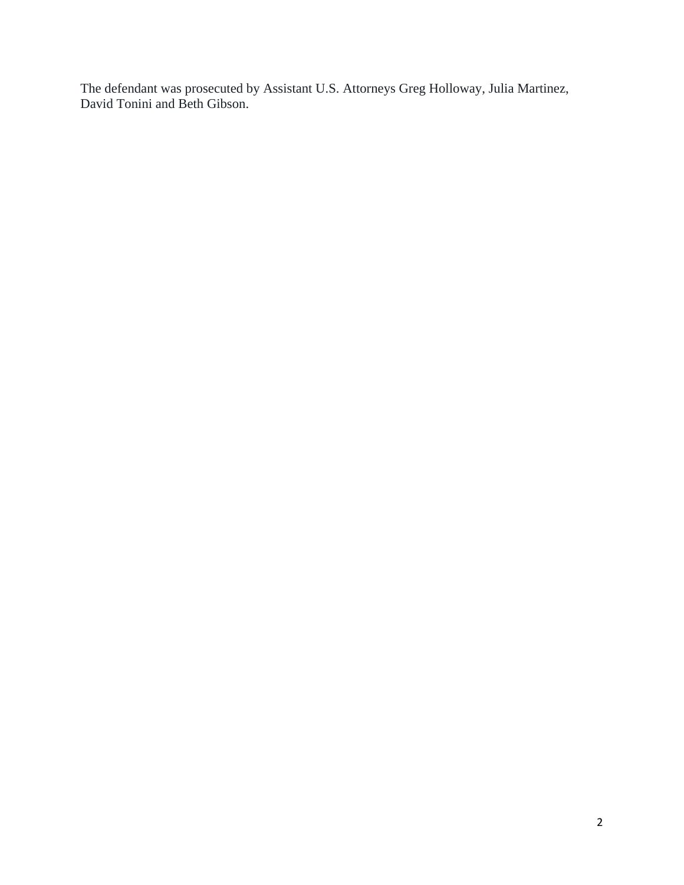The defendant was prosecuted by Assistant U.S. Attorneys Greg Holloway, Julia Martinez, David Tonini and Beth Gibson.